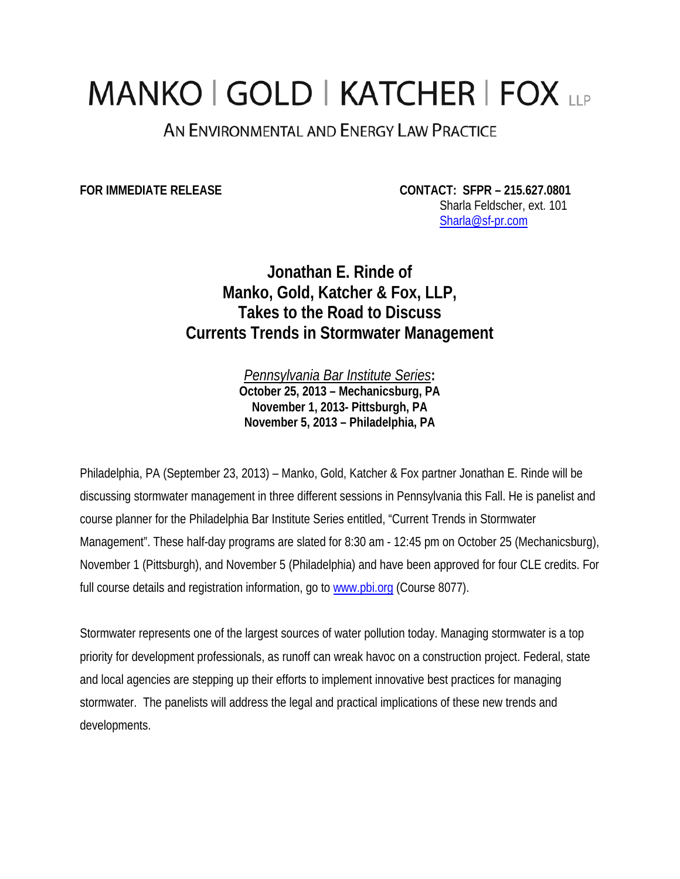# MANKO | GOLD | KATCHER | FOX LLP

AN ENVIRONMENTAL AND ENERGY LAW PRACTICE

**FOR IMMEDIATE RELEASE**

**CONTACT: SFPR – 215.627.0801**
Sharla Feldscher, ext. 101
Sharla@sf-pr.com

## Jonathan E. Rinde of Manko, Gold, Katcher & Fox, LLP, Takes to the Road to Discuss Currents Trends in Stormwater Management

*Pennsylvania Bar Institute Series*:
**October 25, 2013 – Mechanicsburg, PA**
**November 1, 2013- Pittsburgh, PA**
**November 5, 2013 – Philadelphia, PA**

Philadelphia, PA (September 23, 2013) – Manko, Gold, Katcher & Fox partner Jonathan E. Rinde will be discussing stormwater management in three different sessions in Pennsylvania this Fall. He is panelist and course planner for the Philadelphia Bar Institute Series entitled, "Current Trends in Stormwater Management". These half-day programs are slated for 8:30 am - 12:45 pm on October 25 (Mechanicsburg), November 1 (Pittsburgh), and November 5 (Philadelphia) and have been approved for four CLE credits. For full course details and registration information, go to www.pbi.org (Course 8077).

Stormwater represents one of the largest sources of water pollution today. Managing stormwater is a top priority for development professionals, as runoff can wreak havoc on a construction project. Federal, state and local agencies are stepping up their efforts to implement innovative best practices for managing stormwater. The panelists will address the legal and practical implications of these new trends and developments.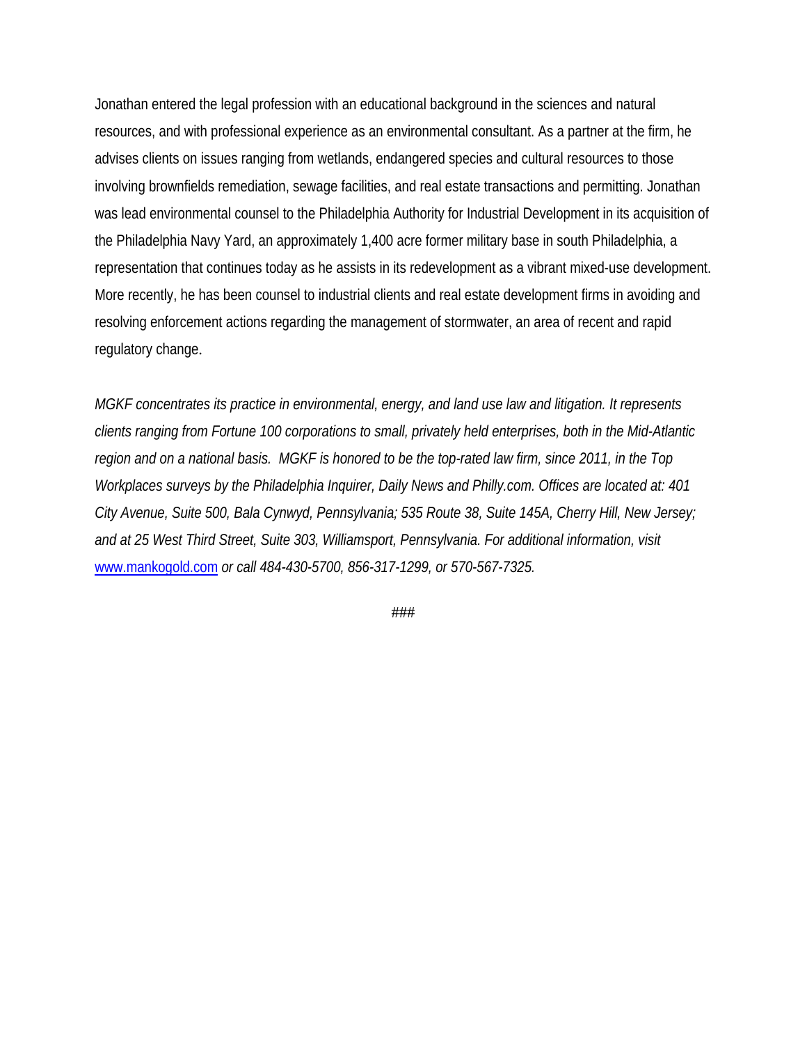Jonathan entered the legal profession with an educational background in the sciences and natural resources, and with professional experience as an environmental consultant. As a partner at the firm, he advises clients on issues ranging from wetlands, endangered species and cultural resources to those involving brownfields remediation, sewage facilities, and real estate transactions and permitting. Jonathan was lead environmental counsel to the Philadelphia Authority for Industrial Development in its acquisition of the Philadelphia Navy Yard, an approximately 1,400 acre former military base in south Philadelphia, a representation that continues today as he assists in its redevelopment as a vibrant mixed-use development. More recently, he has been counsel to industrial clients and real estate development firms in avoiding and resolving enforcement actions regarding the management of stormwater, an area of recent and rapid regulatory change.

*MGKF concentrates its practice in environmental, energy, and land use law and litigation. It represents clients ranging from Fortune 100 corporations to small, privately held enterprises, both in the Mid-Atlantic region and on a national basis. MGKF is honored to be the top-rated law firm, since 2011, in the Top Workplaces surveys by the Philadelphia Inquirer, Daily News and Philly.com. Offices are located at: 401 City Avenue, Suite 500, Bala Cynwyd, Pennsylvania; 535 Route 38, Suite 145A, Cherry Hill, New Jersey; and at 25 West Third Street, Suite 303, Williamsport, Pennsylvania. For additional information, visit* [www.mankogold.com](http://www.mankogold.com) *or call 484-430-5700, 856-317-1299, or 570-567-7325.*

###